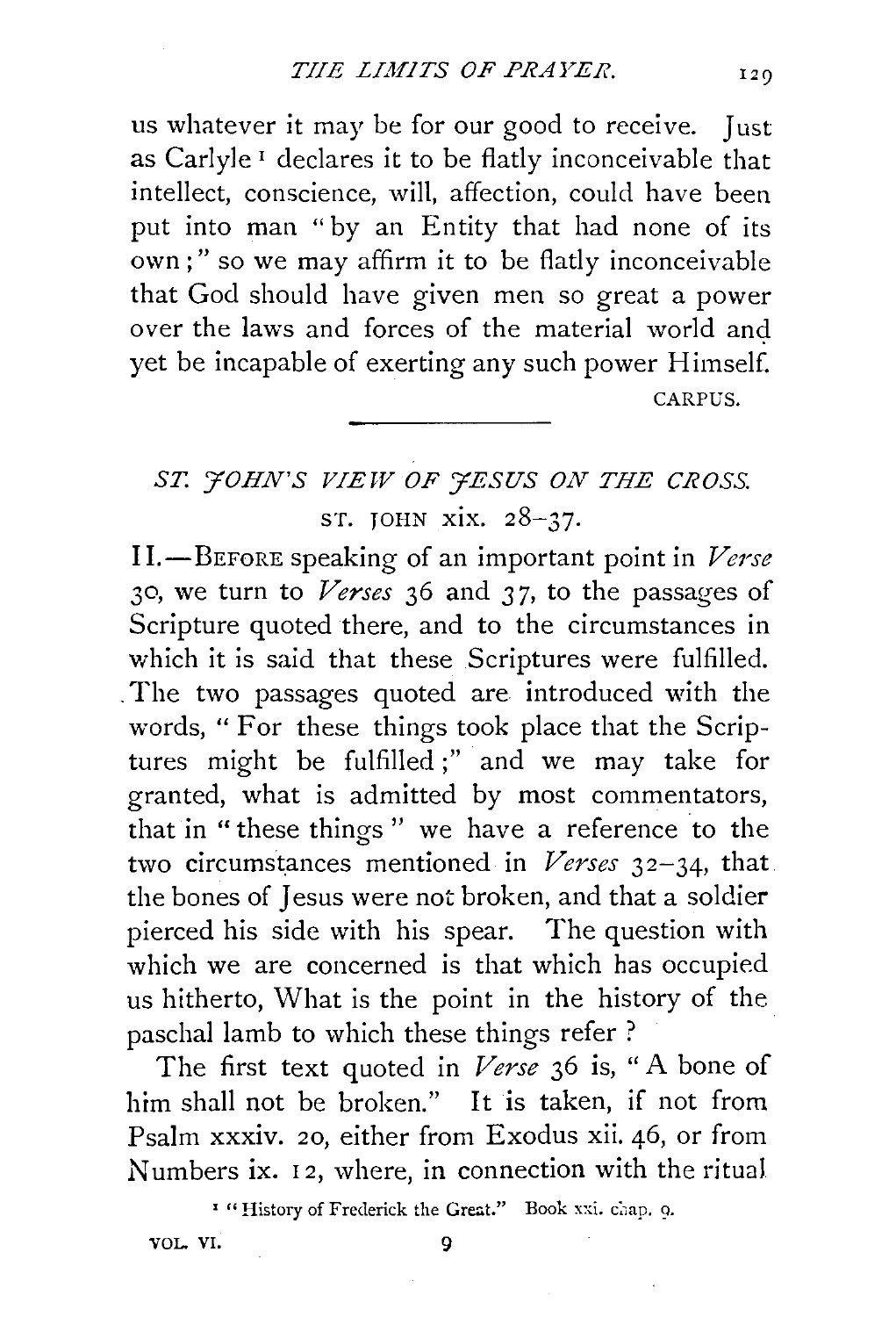us whatever it may be for our good to receive. Just as Carlyle[1] declares it to be flatly inconceivable that intellect, conscience, will, affection, could have been put into man "by an Entity that had none of its own;" so we may affirm it to be flatly inconceivable that God should have given men so great a power over the laws and forces of the material world and yet be incapable of exerting any such power Himself.

CARPUS.

---

## *ST. JOHN'S VIEW OF JESUS ON THE CROSS.*

### ST. JOHN xix. 28–37.

II.—BEFORE speaking of an important point in *Verse* 30, we turn to *Verses* 36 and 37, to the passages of Scripture quoted there, and to the circumstances in which it is said that these Scriptures were fulfilled. The two passages quoted are introduced with the words, "For these things took place that the Scriptures might be fulfilled;" and we may take for granted, what is admitted by most commentators, that in "these things" we have a reference to the two circumstances mentioned in *Verses* 32–34, that the bones of Jesus were not broken, and that a soldier pierced his side with his spear. The question with which we are concerned is that which has occupied us hitherto, What is the point in the history of the paschal lamb to which these things refer?

The first text quoted in *Verse* 36 is, "A bone of him shall not be broken." It is taken, if not from Psalm xxxiv. 20, either from Exodus xii. 46, or from Numbers ix. 12, where, in connection with the ritual

[1] "History of Frederick the Great." Book xxi. chap. 9.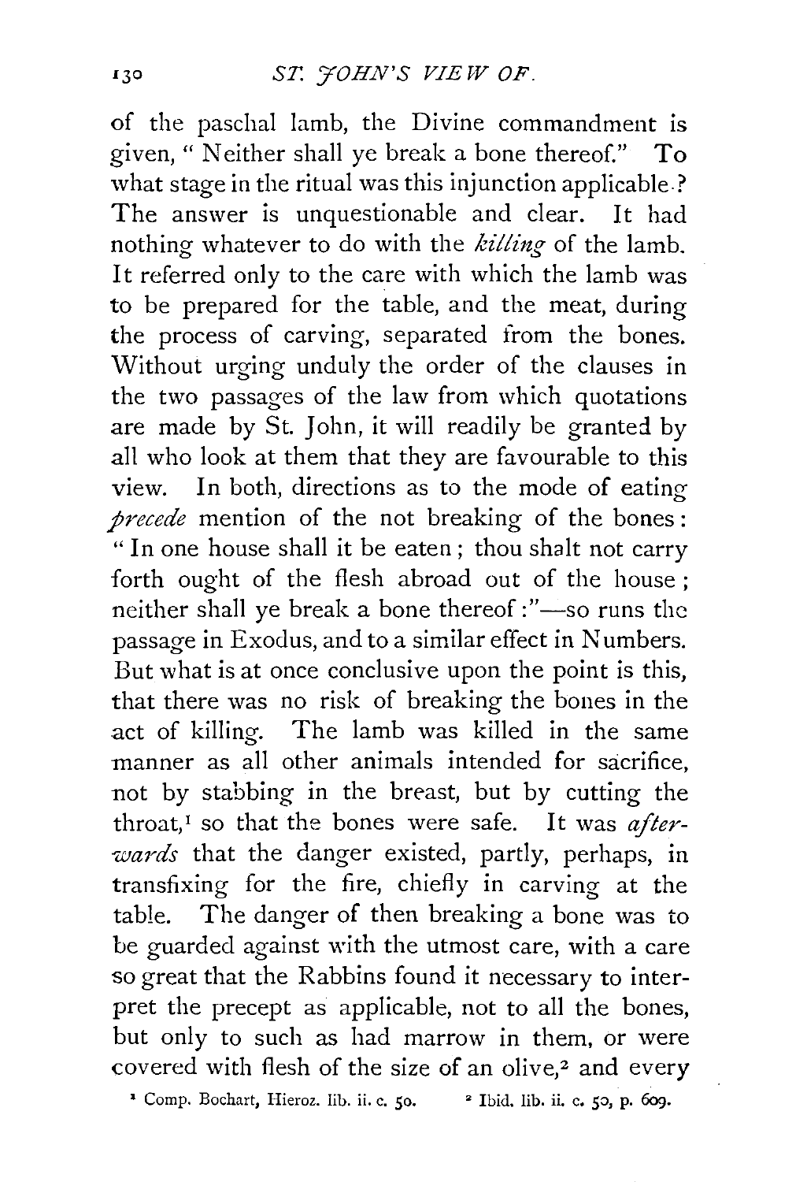of the paschal lamb, the Divine commandment is given, "Neither shall ye break a bone thereof." To what stage in the ritual was this injunction applicable? The answer is unquestionable and clear. It had nothing whatever to do with the *killing* of the lamb. It referred only to the care with which the lamb was to be prepared for the table, and the meat, during the process of carving, separated from the bones. Without urging unduly the order of the clauses in the two passages of the law from which quotations are made by St. John, it will readily be granted by all who look at them that they are favourable to this view. In both, directions as to the mode of eating *precede* mention of the not breaking of the bones: "In one house shall it be eaten; thou shalt not carry forth ought of the flesh abroad out of the house; neither shall ye break a bone thereof:"—so runs the passage in Exodus, and to a similar effect in Numbers. But what is at once conclusive upon the point is this, that there was no risk of breaking the bones in the act of killing. The lamb was killed in the same manner as all other animals intended for sacrifice, not by stabbing in the breast, but by cutting the throat,[1] so that the bones were safe. It was *afterwards* that the danger existed, partly, perhaps, in transfixing for the fire, chiefly in carving at the table. The danger of then breaking a bone was to be guarded against with the utmost care, with a care so great that the Rabbins found it necessary to interpret the precept as applicable, not to all the bones, but only to such as had marrow in them, or were covered with flesh of the size of an olive,[2] and every

[1] Comp. Bochart, Hieroz. lib. ii. c. 50. [2] Ibid. lib. ii. c. 50, p. 609.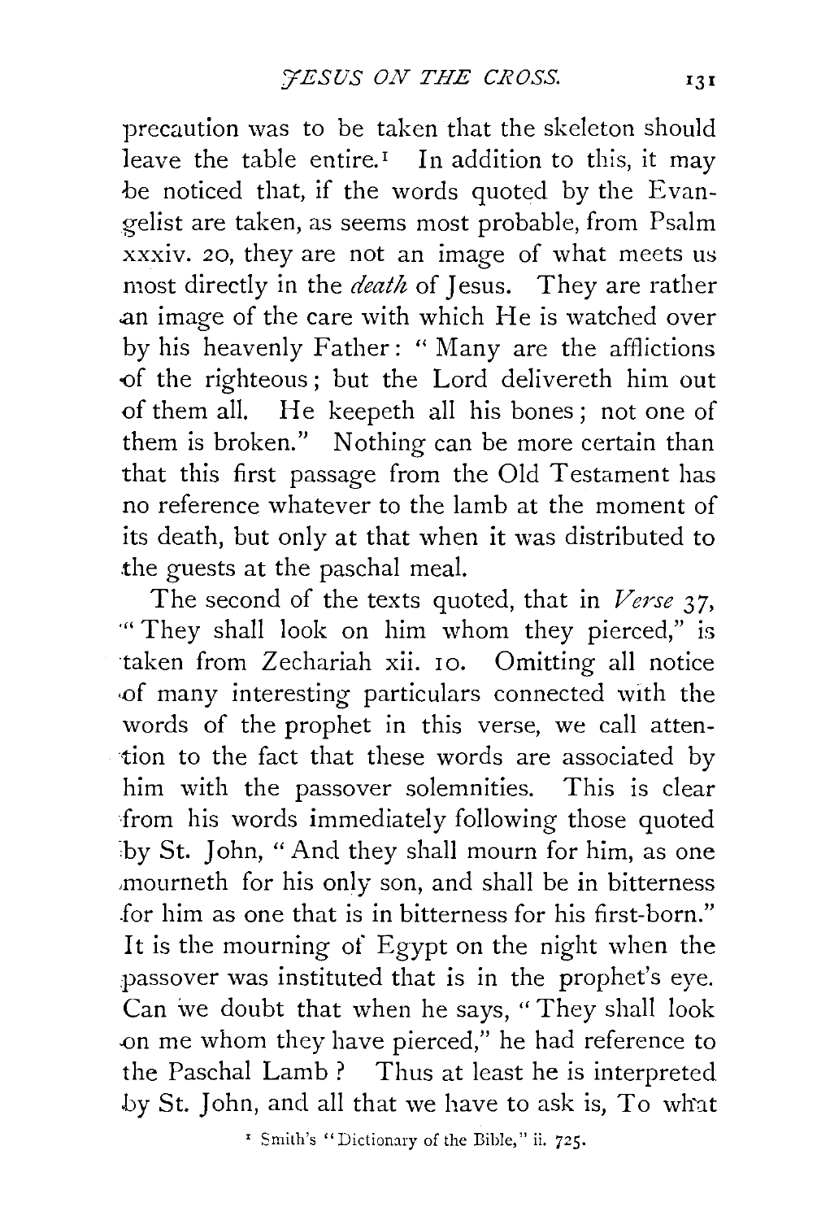precaution was to be taken that the skeleton should leave the table entire.[1] In addition to this, it may be noticed that, if the words quoted by the Evangelist are taken, as seems most probable, from Psalm xxxiv. 20, they are not an image of what meets us most directly in the *death* of Jesus. They are rather an image of the care with which He is watched over by his heavenly Father: "Many are the afflictions of the righteous; but the Lord delivereth him out of them all. He keepeth all his bones; not one of them is broken." Nothing can be more certain than that this first passage from the Old Testament has no reference whatever to the lamb at the moment of its death, but only at that when it was distributed to the guests at the paschal meal.

The second of the texts quoted, that in *Verse* 37, "They shall look on him whom they pierced," is taken from Zechariah xii. 10. Omitting all notice of many interesting particulars connected with the words of the prophet in this verse, we call attention to the fact that these words are associated by him with the passover solemnities. This is clear from his words immediately following those quoted by St. John, "And they shall mourn for him, as one mourneth for his only son, and shall be in bitterness for him as one that is in bitterness for his first-born." It is the mourning of Egypt on the night when the passover was instituted that is in the prophet's eye. Can we doubt that when he says, "They shall look on me whom they have pierced," he had reference to the Paschal Lamb? Thus at least he is interpreted by St. John, and all that we have to ask is, To what

[1] Smith's "Dictionary of the Bible," ii. 725.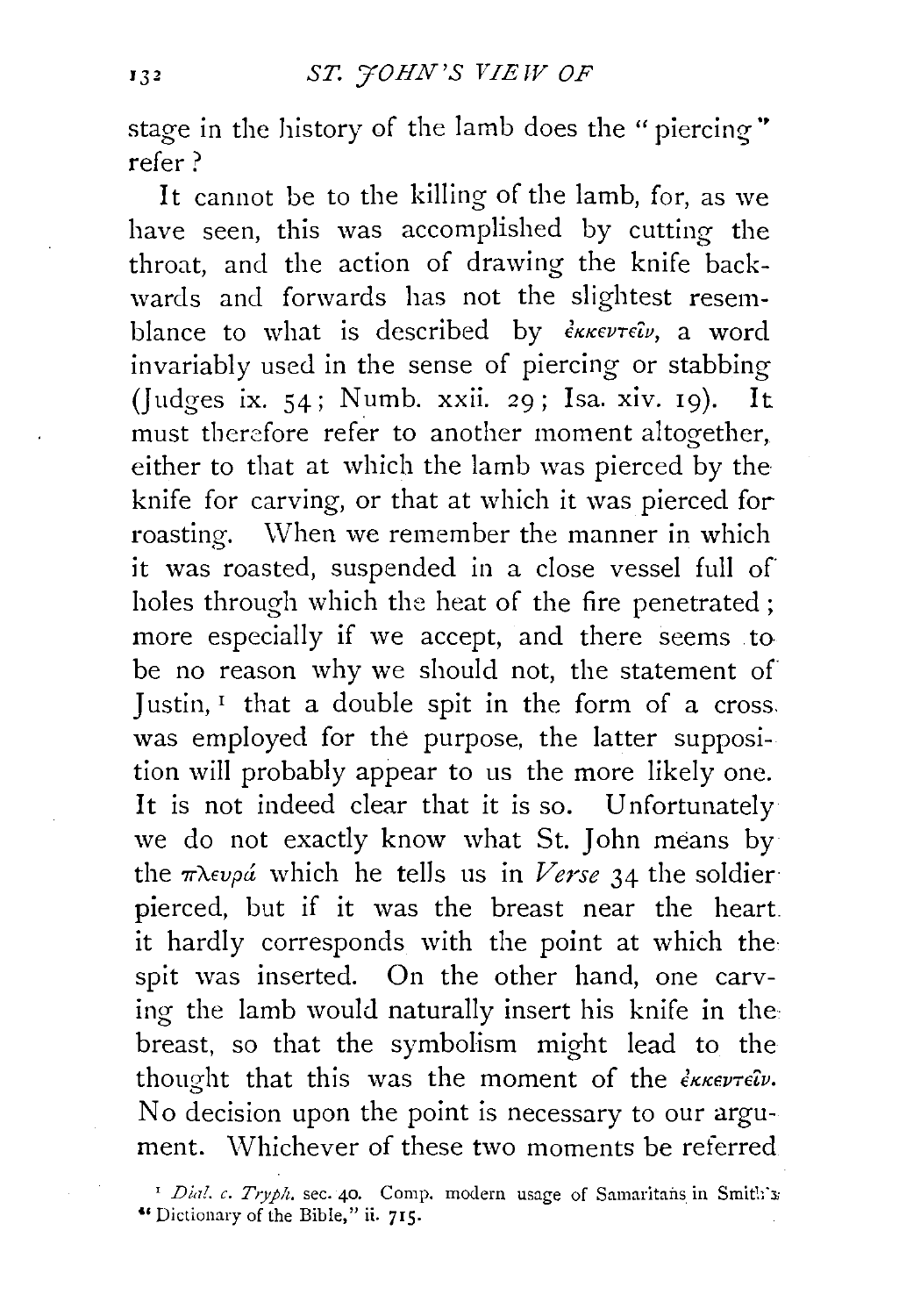stage in the history of the lamb does the "piercing" refer?

It cannot be to the killing of the lamb, for, as we have seen, this was accomplished by cutting the throat, and the action of drawing the knife backwards and forwards has not the slightest resemblance to what is described by ἐκκεντεῖν, a word invariably used in the sense of piercing or stabbing (Judges ix. 54; Numb. xxii. 29; Isa. xiv. 19). It must therefore refer to another moment altogether, either to that at which the lamb was pierced by the knife for carving, or that at which it was pierced for roasting. When we remember the manner in which it was roasted, suspended in a close vessel full of holes through which the heat of the fire penetrated; more especially if we accept, and there seems to be no reason why we should not, the statement of Justin,[1] that a double spit in the form of a cross was employed for the purpose, the latter supposition will probably appear to us the more likely one. It is not indeed clear that it is so. Unfortunately we do not exactly know what St. John means by the πλευρά which he tells us in *Verse* 34 the soldier pierced, but if it was the breast near the heart it hardly corresponds with the point at which the spit was inserted. On the other hand, one carving the lamb would naturally insert his knife in the breast, so that the symbolism might lead to the thought that this was the moment of the ἐκκεντεῖν. No decision upon the point is necessary to our argument. Whichever of these two moments be referred

[1] *Dial. c. Tryph.* sec. 40. Comp. modern usage of Samaritans in Smith's "Dictionary of the Bible," ii. 715.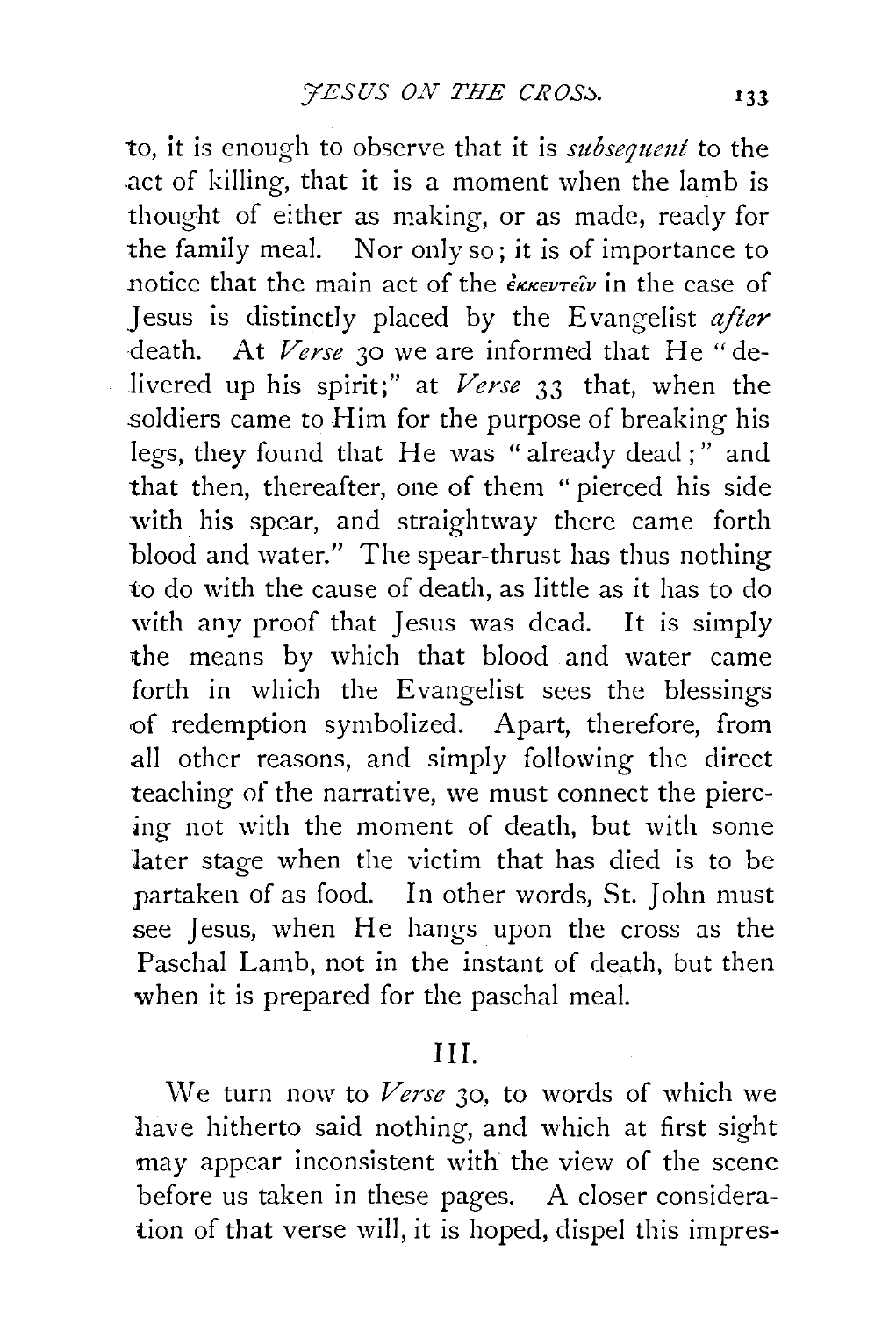to, it is enough to observe that it is *subsequent* to the act of killing, that it is a moment when the lamb is thought of either as making, or as made, ready for the family meal. Nor only so; it is of importance to notice that the main act of the ἐκκεντεῖν in the case of Jesus is distinctly placed by the Evangelist *after* death. At *Verse* 30 we are informed that He "delivered up his spirit;" at *Verse* 33 that, when the soldiers came to Him for the purpose of breaking his legs, they found that He was "already dead;" and that then, thereafter, one of them "pierced his side with his spear, and straightway there came forth blood and water." The spear-thrust has thus nothing to do with the cause of death, as little as it has to do with any proof that Jesus was dead. It is simply the means by which that blood and water came forth in which the Evangelist sees the blessings of redemption symbolized. Apart, therefore, from all other reasons, and simply following the direct teaching of the narrative, we must connect the piercing not with the moment of death, but with some later stage when the victim that has died is to be partaken of as food. In other words, St. John must see Jesus, when He hangs upon the cross as the Paschal Lamb, not in the instant of death, but then when it is prepared for the paschal meal.

## III.

We turn now to *Verse* 30, to words of which we have hitherto said nothing, and which at first sight may appear inconsistent with the view of the scene before us taken in these pages. A closer consideration of that verse will, it is hoped, dispel this impres-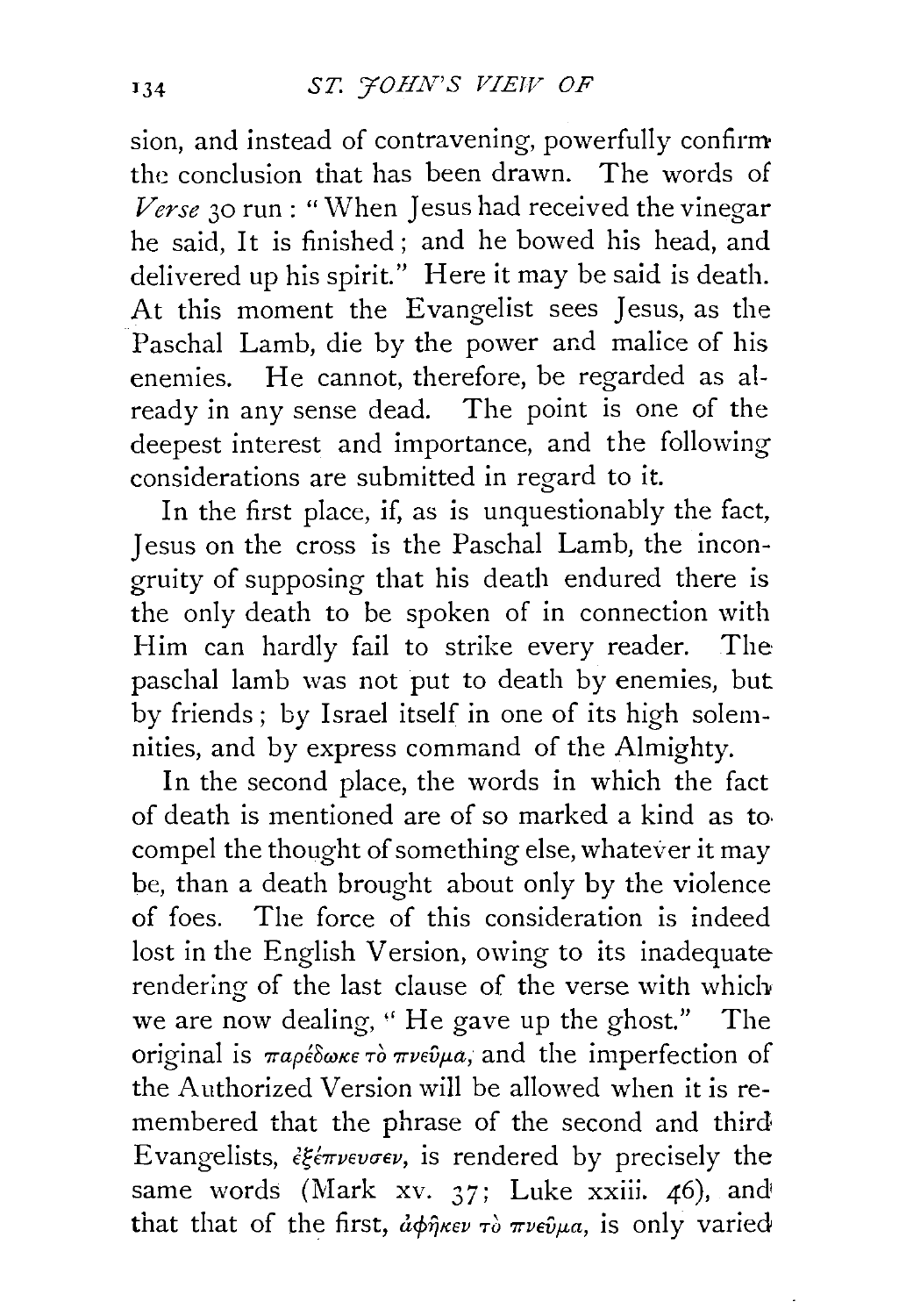sion, and instead of contravening, powerfully confirm the conclusion that has been drawn. The words of *Verse* 30 run: "When Jesus had received the vinegar he said, It is finished; and he bowed his head, and delivered up his spirit." Here it may be said is death. At this moment the Evangelist sees Jesus, as the Paschal Lamb, die by the power and malice of his enemies. He cannot, therefore, be regarded as already in any sense dead. The point is one of the deepest interest and importance, and the following considerations are submitted in regard to it.

In the first place, if, as is unquestionably the fact, Jesus on the cross is the Paschal Lamb, the incongruity of supposing that his death endured there is the only death to be spoken of in connection with Him can hardly fail to strike every reader. The paschal lamb was not put to death by enemies, but by friends; by Israel itself in one of its high solemnities, and by express command of the Almighty.

In the second place, the words in which the fact of death is mentioned are of so marked a kind as to compel the thought of something else, whatever it may be, than a death brought about only by the violence of foes. The force of this consideration is indeed lost in the English Version, owing to its inadequate rendering of the last clause of the verse with which we are now dealing, "He gave up the ghost." The original is παρέδωκε τὸ πνεῦμα, and the imperfection of the Authorized Version will be allowed when it is remembered that the phrase of the second and third Evangelists, ἐξέπνευσεν, is rendered by precisely the same words (Mark xv. 37; Luke xxiii. 46), and that that of the first, ἀφῆκεν τὸ πνεῦμα, is only varied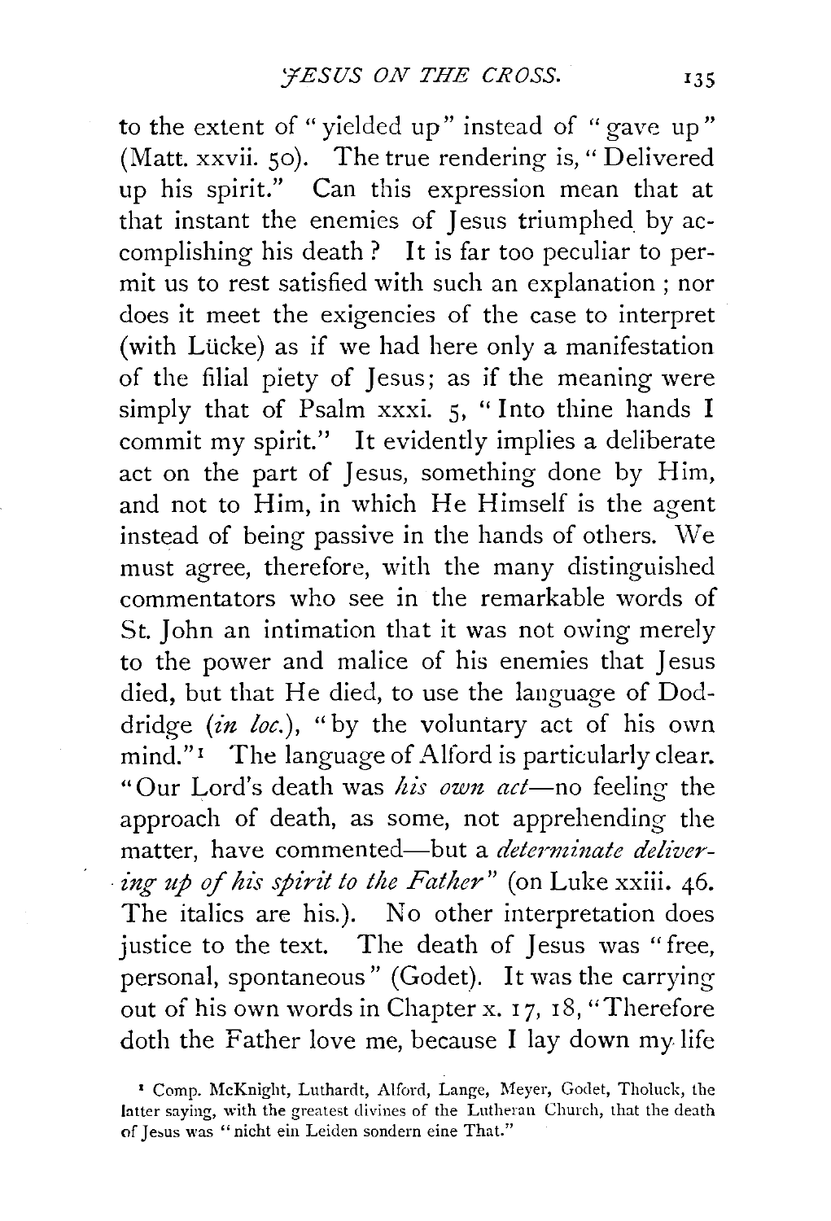to the extent of "yielded up" instead of "gave up" (Matt. xxvii. 50). The true rendering is, "Delivered up his spirit." Can this expression mean that at that instant the enemies of Jesus triumphed by accomplishing his death? It is far too peculiar to permit us to rest satisfied with such an explanation; nor does it meet the exigencies of the case to interpret (with Lücke) as if we had here only a manifestation of the filial piety of Jesus; as if the meaning were simply that of Psalm xxxi. 5, "Into thine hands I commit my spirit." It evidently implies a deliberate act on the part of Jesus, something done by Him, and not to Him, in which He Himself is the agent instead of being passive in the hands of others. We must agree, therefore, with the many distinguished commentators who see in the remarkable words of St. John an intimation that it was not owing merely to the power and malice of his enemies that Jesus died, but that He died, to use the language of Doddridge (*in loc.*), "by the voluntary act of his own mind."[1] The language of Alford is particularly clear. "Our Lord's death was *his own act*—no feeling the approach of death, as some, not apprehending the matter, have commented—but a *determinate delivering up of his spirit to the Father*" (on Luke xxiii. 46. The italics are his.). No other interpretation does justice to the text. The death of Jesus was "free, personal, spontaneous" (Godet). It was the carrying out of his own words in Chapter x. 17, 18, "Therefore doth the Father love me, because I lay down my life

[1] Comp. McKnight, Luthardt, Alford, Lange, Meyer, Godet, Tholuck, the latter saying, with the greatest divines of the Lutheran Church, that the death of Jesus was "nicht ein Leiden sondern eine That."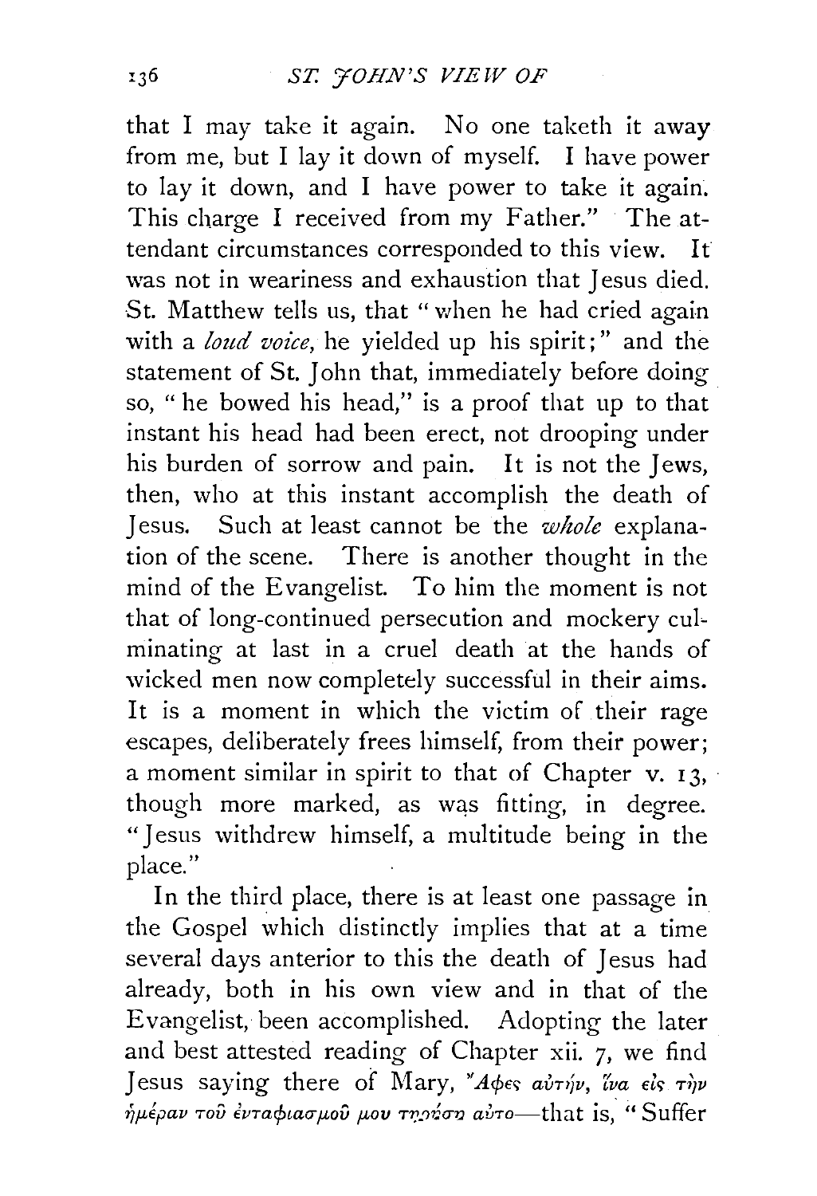that I may take it again. No one taketh it away from me, but I lay it down of myself. I have power to lay it down, and I have power to take it again. This charge I received from my Father." The attendant circumstances corresponded to this view. It was not in weariness and exhaustion that Jesus died. St. Matthew tells us, that "when he had cried again with a *loud voice*, he yielded up his spirit;" and the statement of St. John that, immediately before doing so, "he bowed his head," is a proof that up to that instant his head had been erect, not drooping under his burden of sorrow and pain. It is not the Jews, then, who at this instant accomplish the death of Jesus. Such at least cannot be the *whole* explanation of the scene. There is another thought in the mind of the Evangelist. To him the moment is not that of long-continued persecution and mockery culminating at last in a cruel death at the hands of wicked men now completely successful in their aims. It is a moment in which the victim of their rage escapes, deliberately frees himself, from their power; a moment similar in spirit to that of Chapter v. 13, though more marked, as was fitting, in degree. "Jesus withdrew himself, a multitude being in the place."

In the third place, there is at least one passage in the Gospel which distinctly implies that at a time several days anterior to this the death of Jesus had already, both in his own view and in that of the Evangelist, been accomplished. Adopting the later and best attested reading of Chapter xii. 7, we find Jesus saying there of Mary, Ἄφες αὐτήν, ἵνα εἰς τὴν ἡμέραν τοῦ ἐνταφιασμοῦ μου τηρήσῃ αὐτο—that is, "Suffer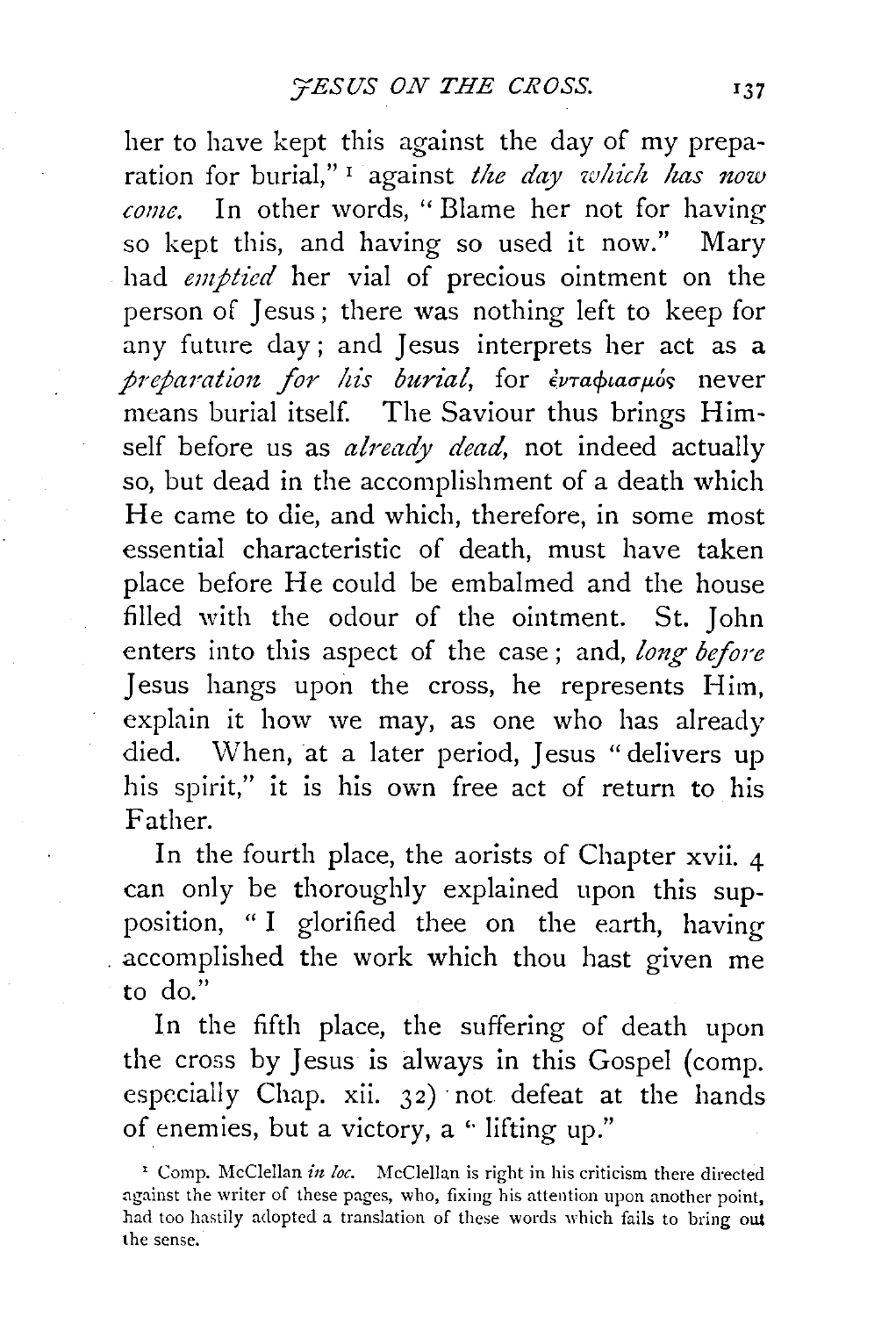her to have kept this against the day of my preparation for burial,"[1] against *the day which has now come.* In other words, "Blame her not for having so kept this, and having so used it now." Mary had *emptied* her vial of precious ointment on the person of Jesus; there was nothing left to keep for any future day; and Jesus interprets her act as a *preparation for his burial,* for ἐνταφιασμός never means burial itself. The Saviour thus brings Himself before us as *already dead,* not indeed actually so, but dead in the accomplishment of a death which He came to die, and which, therefore, in some most essential characteristic of death, must have taken place before He could be embalmed and the house filled with the odour of the ointment. St. John enters into this aspect of the case; and, *long before* Jesus hangs upon the cross, he represents Him, explain it how we may, as one who has already died. When, at a later period, Jesus "delivers up his spirit," it is his own free act of return to his Father.

In the fourth place, the aorists of Chapter xvii. 4 can only be thoroughly explained upon this supposition, "I glorified thee on the earth, having accomplished the work which thou hast given me to do."

In the fifth place, the suffering of death upon the cross by Jesus is always in this Gospel (comp. especially Chap. xii. 32) not defeat at the hands of enemies, but a victory, a "lifting up."

[1] Comp. McClellan *in loc.* McClellan is right in his criticism there directed against the writer of these pages, who, fixing his attention upon another point, had too hastily adopted a translation of these words which fails to bring out the sense.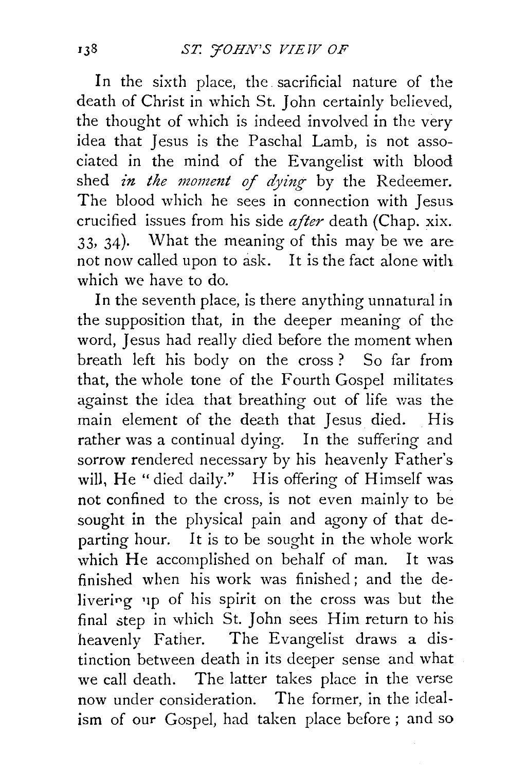In the sixth place, the sacrificial nature of the death of Christ in which St. John certainly believed, the thought of which is indeed involved in the very idea that Jesus is the Paschal Lamb, is not associated in the mind of the Evangelist with blood shed *in the moment of dying* by the Redeemer. The blood which he sees in connection with Jesus crucified issues from his side *after* death (Chap. xix. 33, 34). What the meaning of this may be we are not now called upon to ask. It is the fact alone with which we have to do.

In the seventh place, is there anything unnatural in the supposition that, in the deeper meaning of the word, Jesus had really died before the moment when breath left his body on the cross? So far from that, the whole tone of the Fourth Gospel militates against the idea that breathing out of life was the main element of the death that Jesus died. His rather was a continual dying. In the suffering and sorrow rendered necessary by his heavenly Father's will, He "died daily." His offering of Himself was not confined to the cross, is not even mainly to be sought in the physical pain and agony of that departing hour. It is to be sought in the whole work which He accomplished on behalf of man. It was finished when his work was finished; and the delivering up of his spirit on the cross was but the final step in which St. John sees Him return to his heavenly Father. The Evangelist draws a distinction between death in its deeper sense and what we call death. The latter takes place in the verse now under consideration. The former, in the idealism of our Gospel, had taken place before; and so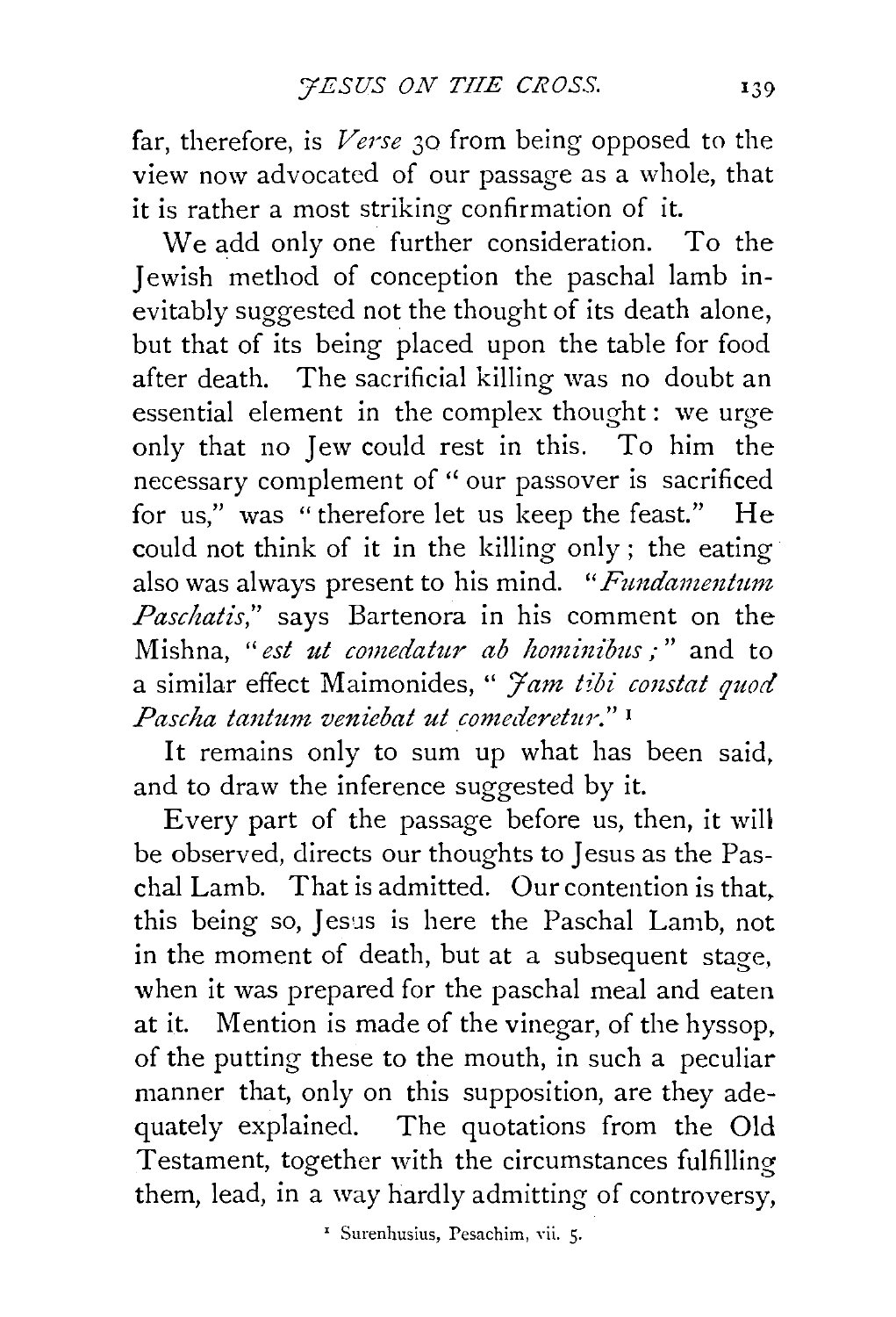far, therefore, is *Verse* 30 from being opposed to the view now advocated of our passage as a whole, that it is rather a most striking confirmation of it.

We add only one further consideration. To the Jewish method of conception the paschal lamb inevitably suggested not the thought of its death alone, but that of its being placed upon the table for food after death. The sacrificial killing was no doubt an essential element in the complex thought: we urge only that no Jew could rest in this. To him the necessary complement of "our passover is sacrificed for us," was "therefore let us keep the feast." He could not think of it in the killing only; the eating also was always present to his mind. "*Fundamentum Paschatis*," says Bartenora in his comment on the Mishna, "*est ut comedatur ab hominibus;*" and to a similar effect Maimonides, "*Jam tibi constat quod Pascha tantum veniebat ut comederetur.*" [1]

It remains only to sum up what has been said, and to draw the inference suggested by it.

Every part of the passage before us, then, it will be observed, directs our thoughts to Jesus as the Paschal Lamb. That is admitted. Our contention is that, this being so, Jesus is here the Paschal Lamb, not in the moment of death, but at a subsequent stage, when it was prepared for the paschal meal and eaten at it. Mention is made of the vinegar, of the hyssop, of the putting these to the mouth, in such a peculiar manner that, only on this supposition, are they adequately explained. The quotations from the Old Testament, together with the circumstances fulfilling them, lead, in a way hardly admitting of controversy,

[1] Surenhusius, Pesachim, vii. 5.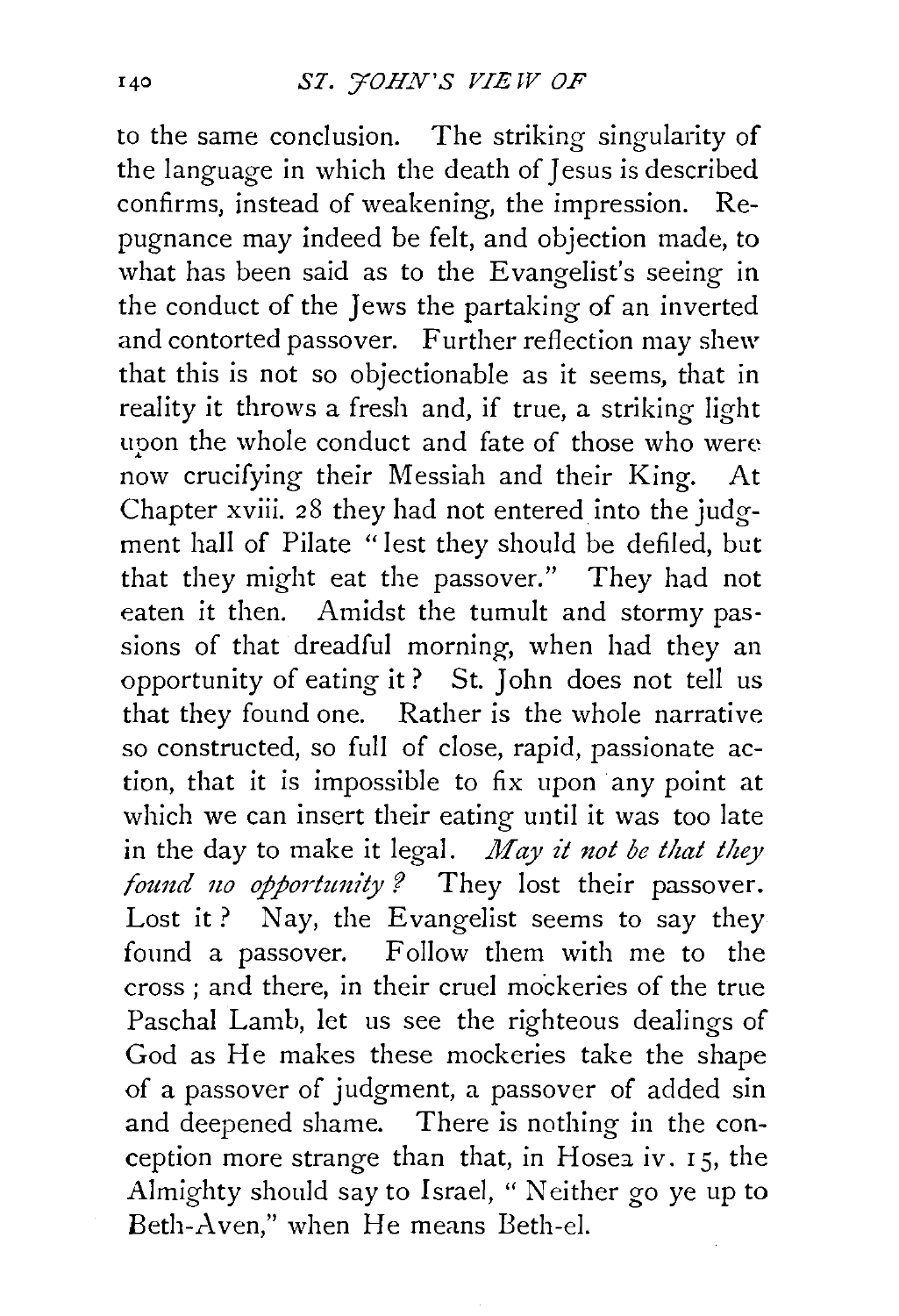to the same conclusion. The striking singularity of the language in which the death of Jesus is described confirms, instead of weakening, the impression. Repugnance may indeed be felt, and objection made, to what has been said as to the Evangelist's seeing in the conduct of the Jews the partaking of an inverted and contorted passover. Further reflection may shew that this is not so objectionable as it seems, that in reality it throws a fresh and, if true, a striking light upon the whole conduct and fate of those who were now crucifying their Messiah and their King. At Chapter xviii. 28 they had not entered into the judgment hall of Pilate "lest they should be defiled, but that they might eat the passover." They had not eaten it then. Amidst the tumult and stormy passions of that dreadful morning, when had they an opportunity of eating it? St. John does not tell us that they found one. Rather is the whole narrative so constructed, so full of close, rapid, passionate action, that it is impossible to fix upon any point at which we can insert their eating until it was too late in the day to make it legal. *May it not be that they found no opportunity?* They lost their passover. Lost it? Nay, the Evangelist seems to say they found a passover. Follow them with me to the cross; and there, in their cruel mockeries of the true Paschal Lamb, let us see the righteous dealings of God as He makes these mockeries take the shape of a passover of judgment, a passover of added sin and deepened shame. There is nothing in the conception more strange than that, in Hosea iv. 15, the Almighty should say to Israel, "Neither go ye up to Beth-Aven," when He means Beth-el.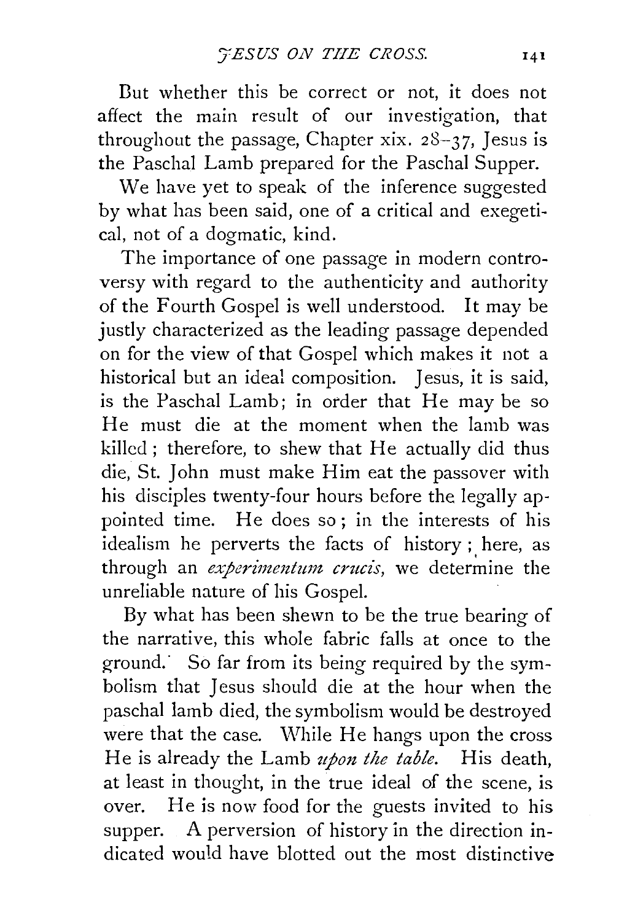But whether this be correct or not, it does not affect the main result of our investigation, that throughout the passage, Chapter xix. 28–37, Jesus is the Paschal Lamb prepared for the Paschal Supper.

We have yet to speak of the inference suggested by what has been said, one of a critical and exegetical, not of a dogmatic, kind.

The importance of one passage in modern controversy with regard to the authenticity and authority of the Fourth Gospel is well understood. It may be justly characterized as the leading passage depended on for the view of that Gospel which makes it not a historical but an ideal composition. Jesus, it is said, is the Paschal Lamb; in order that He may be so He must die at the moment when the lamb was killed; therefore, to shew that He actually did thus die, St. John must make Him eat the passover with his disciples twenty-four hours before the legally appointed time. He does so; in the interests of his idealism he perverts the facts of history; here, as through an *experimentum crucis*, we determine the unreliable nature of his Gospel.

By what has been shewn to be the true bearing of the narrative, this whole fabric falls at once to the ground. So far from its being required by the symbolism that Jesus should die at the hour when the paschal lamb died, the symbolism would be destroyed were that the case. While He hangs upon the cross He is already the Lamb *upon the table*. His death, at least in thought, in the true ideal of the scene, is over. He is now food for the guests invited to his supper. A perversion of history in the direction indicated would have blotted out the most distinctive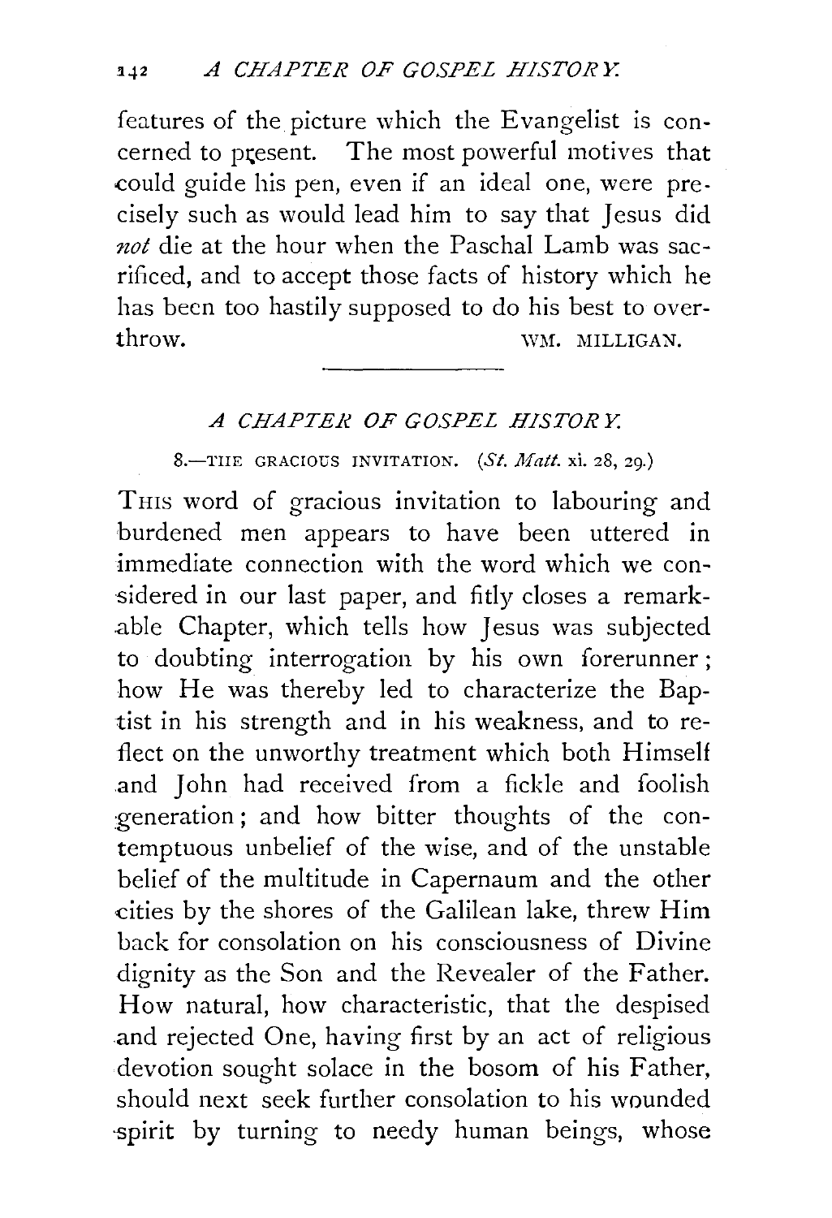features of the picture which the Evangelist is concerned to present. The most powerful motives that could guide his pen, even if an ideal one, were precisely such as would lead him to say that Jesus did *not* die at the hour when the Paschal Lamb was sacrificed, and to accept those facts of history which he has been too hastily supposed to do his best to overthrow.

WM. MILLIGAN.

---

## *A CHAPTER OF GOSPEL HISTORY.*

### 8.—THE GRACIOUS INVITATION. (*St. Matt.* xi. 28, 29.)

THIS word of gracious invitation to labouring and burdened men appears to have been uttered in immediate connection with the word which we considered in our last paper, and fitly closes a remarkable Chapter, which tells how Jesus was subjected to doubting interrogation by his own forerunner; how He was thereby led to characterize the Baptist in his strength and in his weakness, and to reflect on the unworthy treatment which both Himself and John had received from a fickle and foolish generation; and how bitter thoughts of the contemptuous unbelief of the wise, and of the unstable belief of the multitude in Capernaum and the other cities by the shores of the Galilean lake, threw Him back for consolation on his consciousness of Divine dignity as the Son and the Revealer of the Father. How natural, how characteristic, that the despised and rejected One, having first by an act of religious devotion sought solace in the bosom of his Father, should next seek further consolation to his wounded spirit by turning to needy human beings, whose